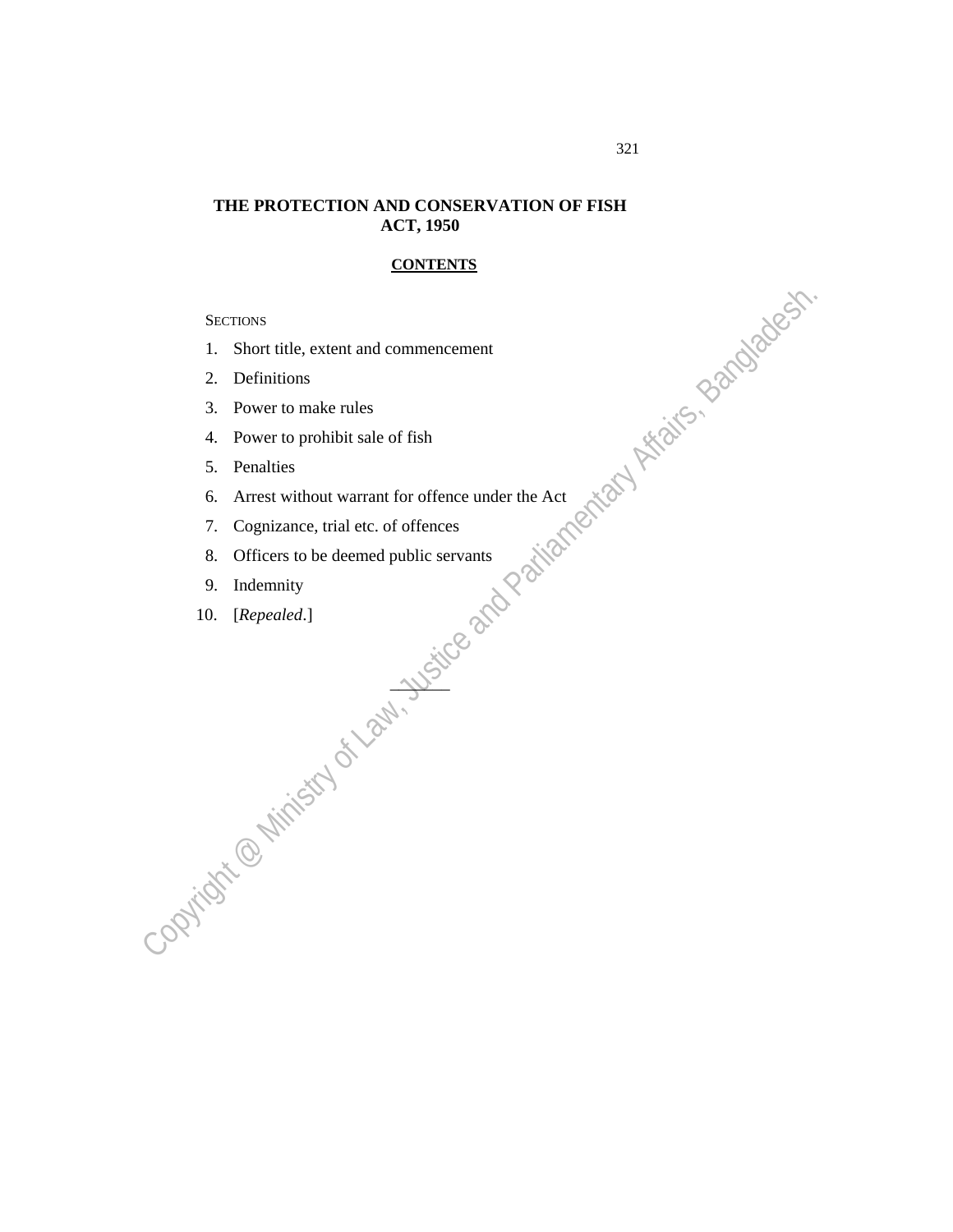# THE PROTECTION AND CONSERVATION OF FISH ACT, 1950

## CONTENTS

SECTIONS

1. Short title, extent and commencement
2. Definitions
3. Power to make rules
4. Power to prohibit sale of fish
5. Penalties
6. Arrest without warrant for offence under the Act
7. Cognizance, trial etc. of offences
8. Officers to be deemed public servants
9. Indemnity
10. [*Repealed*.]

\_\_\_\_\_\_\_\_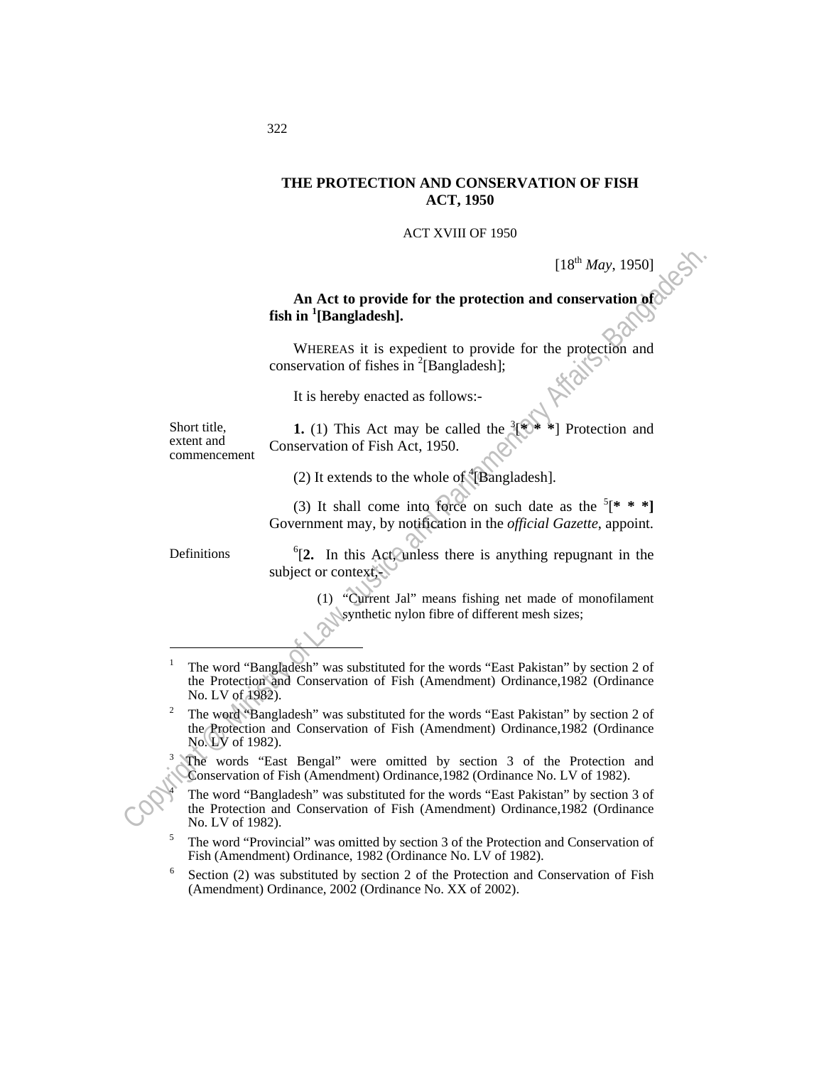# THE PROTECTION AND CONSERVATION OF FISH ACT, 1950

ACT XVIII OF 1950

[18th *May*, 1950]

**An Act to provide for the protection and conservation of fish in [1][Bangladesh].**

WHEREAS it is expedient to provide for the protection and conservation of fishes in [2][Bangladesh];

It is hereby enacted as follows:-

Short title, extent and commencement

**1.** (1) This Act may be called the [3][* * *] Protection and Conservation of Fish Act, 1950.

(2) It extends to the whole of [4][Bangladesh].

(3) It shall come into force on such date as the [5][* * *] Government may, by notification in the *official Gazette*, appoint.

Definitions

[6][**2.** In this Act, unless there is anything repugnant in the subject or context,-

(1) "Current Jal" means fishing net made of monofilament synthetic nylon fibre of different mesh sizes;

---

[1] The word "Bangladesh" was substituted for the words "East Pakistan" by section 2 of the Protection and Conservation of Fish (Amendment) Ordinance,1982 (Ordinance No. LV of 1982).

[2] The word "Bangladesh" was substituted for the words "East Pakistan" by section 2 of the Protection and Conservation of Fish (Amendment) Ordinance,1982 (Ordinance No. LV of 1982).

[3] The words "East Bengal" were omitted by section 3 of the Protection and Conservation of Fish (Amendment) Ordinance,1982 (Ordinance No. LV of 1982).

[4] The word "Bangladesh" was substituted for the words "East Pakistan" by section 3 of the Protection and Conservation of Fish (Amendment) Ordinance,1982 (Ordinance No. LV of 1982).

[5] The word "Provincial" was omitted by section 3 of the Protection and Conservation of Fish (Amendment) Ordinance, 1982 (Ordinance No. LV of 1982).

[6] Section (2) was substituted by section 2 of the Protection and Conservation of Fish (Amendment) Ordinance, 2002 (Ordinance No. XX of 2002).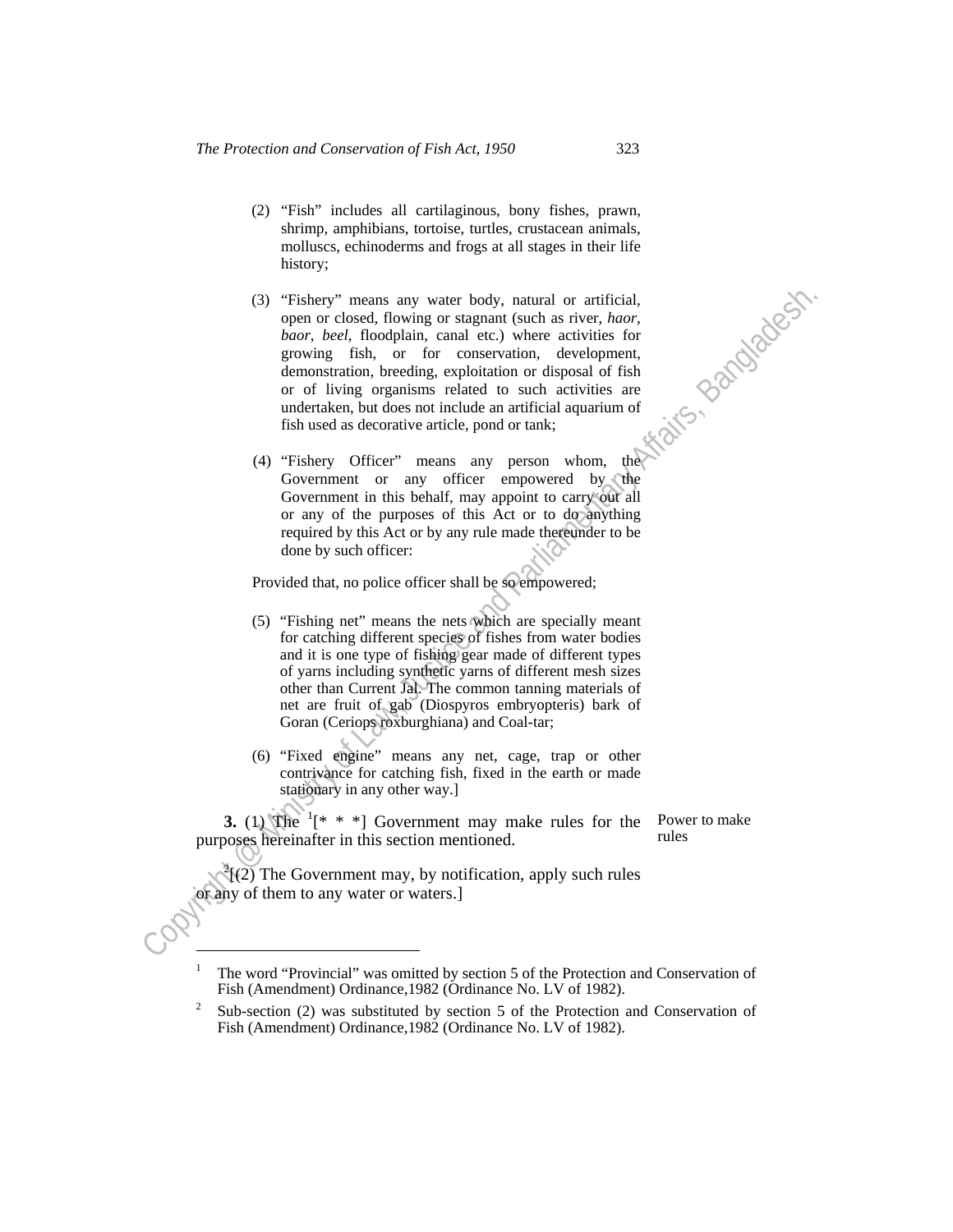(2) "Fish" includes all cartilaginous, bony fishes, prawn, shrimp, amphibians, tortoise, turtles, crustacean animals, molluscs, echinoderms and frogs at all stages in their life history;

(3) "Fishery" means any water body, natural or artificial, open or closed, flowing or stagnant (such as river, *haor*, *baor*, *beel*, floodplain, canal etc.) where activities for growing fish, or for conservation, development, demonstration, breeding, exploitation or disposal of fish or of living organisms related to such activities are undertaken, but does not include an artificial aquarium of fish used as decorative article, pond or tank;

(4) "Fishery Officer" means any person whom, the Government or any officer empowered by the Government in this behalf, may appoint to carry out all or any of the purposes of this Act or to do anything required by this Act or by any rule made thereunder to be done by such officer:

Provided that, no police officer shall be so empowered;

(5) "Fishing net" means the nets which are specially meant for catching different species of fishes from water bodies and it is one type of fishing gear made of different types of yarns including synthetic yarns of different mesh sizes other than Current Jal. The common tanning materials of net are fruit of gab (Diospyros embryopteris) bark of Goran (Ceriops roxburghiana) and Coal-tar;

(6) "Fixed engine" means any net, cage, trap or other contrivance for catching fish, fixed in the earth or made stationary in any other way.]

Power to make rules

**3.** (1) The [1][* * *] Government may make rules for the purposes hereinafter in this section mentioned.

[2][(2) The Government may, by notification, apply such rules or any of them to any water or waters.]

---

[1] The word "Provincial" was omitted by section 5 of the Protection and Conservation of Fish (Amendment) Ordinance,1982 (Ordinance No. LV of 1982).

[2] Sub-section (2) was substituted by section 5 of the Protection and Conservation of Fish (Amendment) Ordinance,1982 (Ordinance No. LV of 1982).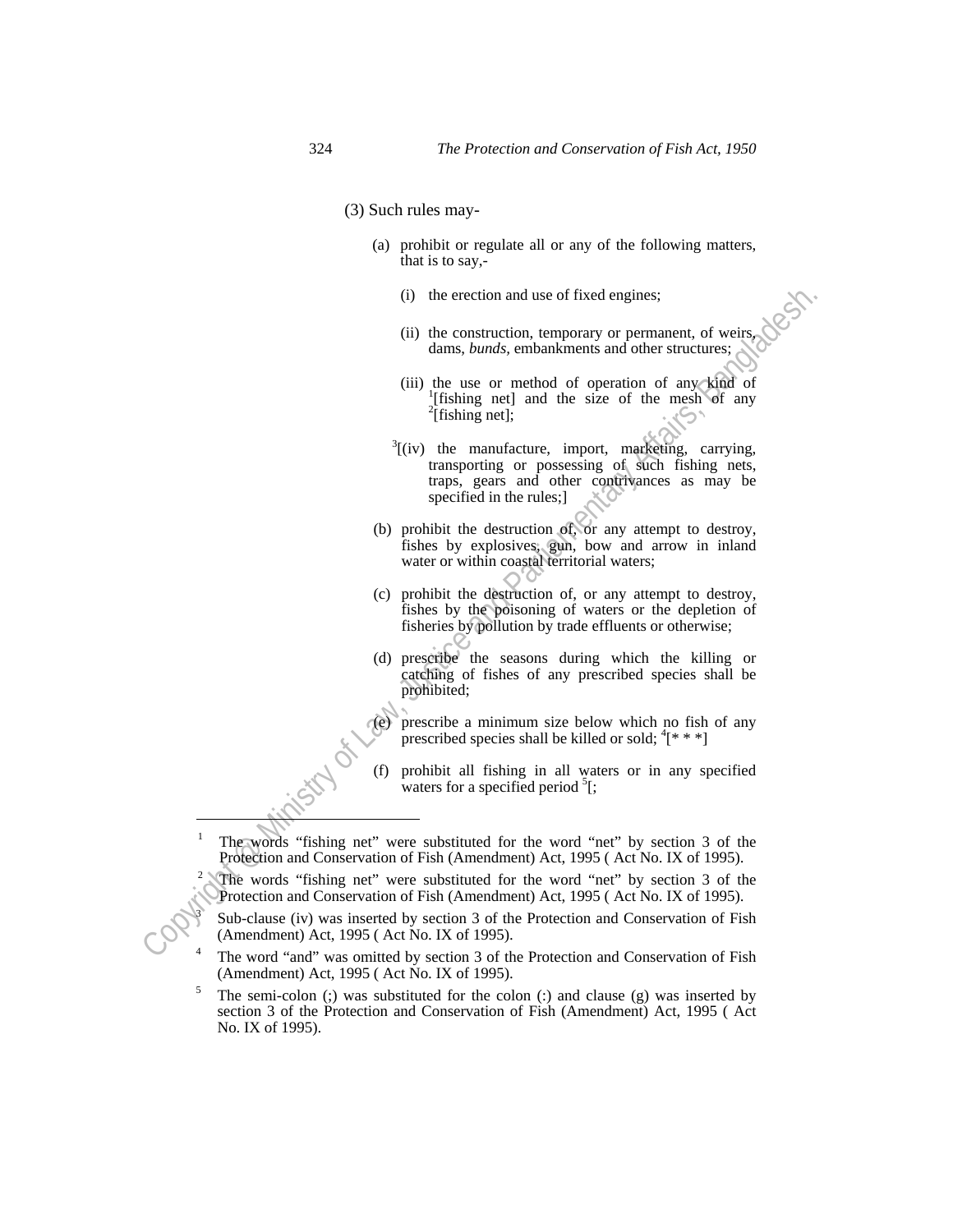(3) Such rules may-

(a) prohibit or regulate all or any of the following matters, that is to say,-

(i) the erection and use of fixed engines;

(ii) the construction, temporary or permanent, of weirs, dams, *bunds*, embankments and other structures;

(iii) the use or method of operation of any kind of [1][fishing net] and the size of the mesh of any [2][fishing net];

[3][(iv) the manufacture, import, marketing, carrying, transporting or possessing of such fishing nets, traps, gears and other contrivances as may be specified in the rules;]

(b) prohibit the destruction of, or any attempt to destroy, fishes by explosives, gun, bow and arrow in inland water or within coastal territorial waters;

(c) prohibit the destruction of, or any attempt to destroy, fishes by the poisoning of waters or the depletion of fisheries by pollution by trade effluents or otherwise;

(d) prescribe the seasons during which the killing or catching of fishes of any prescribed species shall be prohibited;

(e) prescribe a minimum size below which no fish of any prescribed species shall be killed or sold; [4][* * *]

(f) prohibit all fishing in all waters or in any specified waters for a specified period [5][;

---

[1] The words "fishing net" were substituted for the word "net" by section 3 of the Protection and Conservation of Fish (Amendment) Act, 1995 ( Act No. IX of 1995).

[2] The words "fishing net" were substituted for the word "net" by section 3 of the Protection and Conservation of Fish (Amendment) Act, 1995 ( Act No. IX of 1995).

[3] Sub-clause (iv) was inserted by section 3 of the Protection and Conservation of Fish (Amendment) Act, 1995 ( Act No. IX of 1995).

[4] The word "and" was omitted by section 3 of the Protection and Conservation of Fish (Amendment) Act, 1995 ( Act No. IX of 1995).

[5] The semi-colon (;) was substituted for the colon (:) and clause (g) was inserted by section 3 of the Protection and Conservation of Fish (Amendment) Act, 1995 ( Act No. IX of 1995).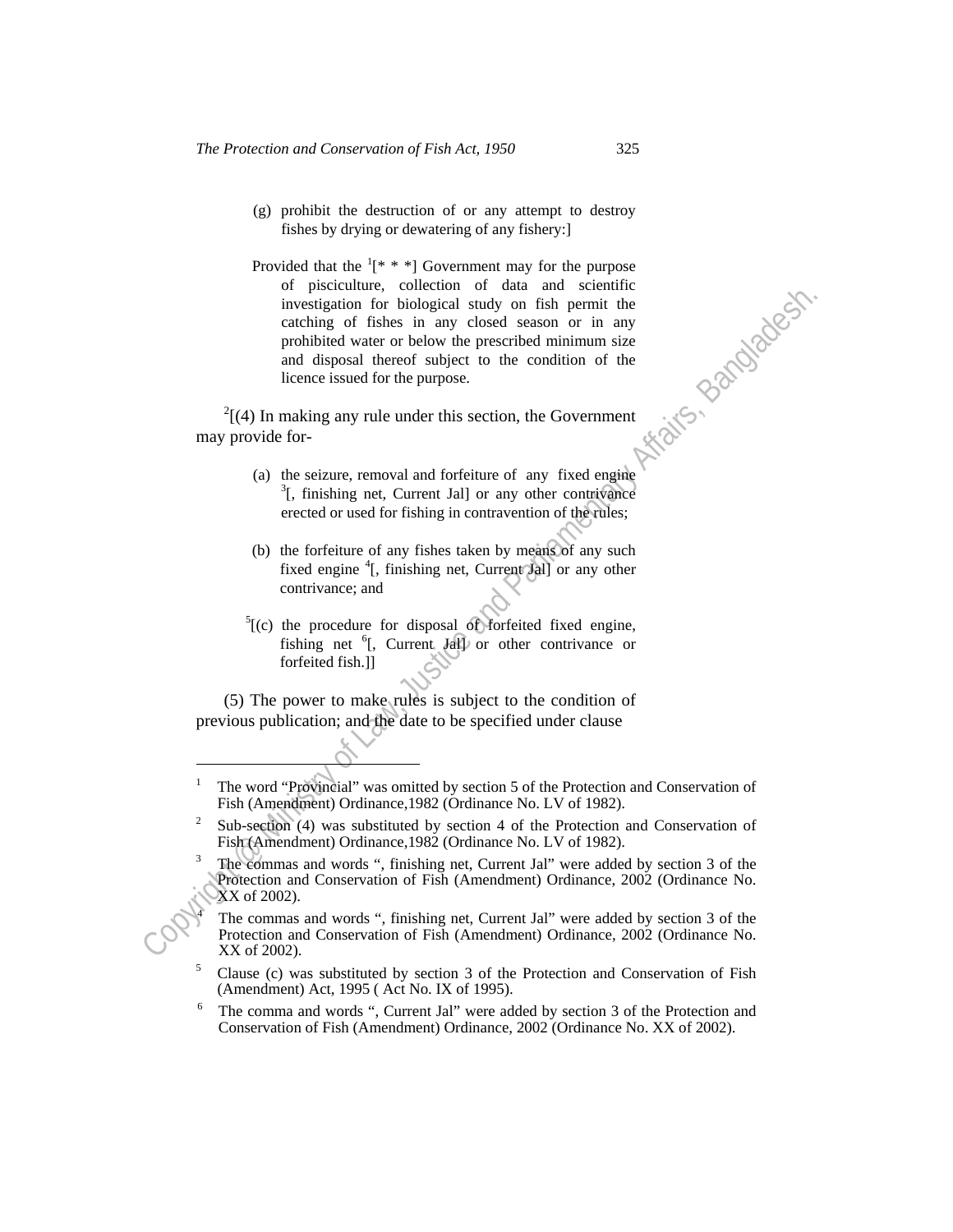(g) prohibit the destruction of or any attempt to destroy fishes by drying or dewatering of any fishery:]

Provided that the [1][* * *] Government may for the purpose of pisciculture, collection of data and scientific investigation for biological study on fish permit the catching of fishes in any closed season or in any prohibited water or below the prescribed minimum size and disposal thereof subject to the condition of the licence issued for the purpose.

[2][(4) In making any rule under this section, the Government may provide for-

(a) the seizure, removal and forfeiture of any fixed engine [3][, finishing net, Current Jal] or any other contrivance erected or used for fishing in contravention of the rules;

(b) the forfeiture of any fishes taken by means of any such fixed engine [4][, finishing net, Current Jal] or any other contrivance; and

[5][(c) the procedure for disposal of forfeited fixed engine, fishing net [6][, Current Jal] or other contrivance or forfeited fish.]]

(5) The power to make rules is subject to the condition of previous publication; and the date to be specified under clause

---

1 The word "Provincial" was omitted by section 5 of the Protection and Conservation of Fish (Amendment) Ordinance,1982 (Ordinance No. LV of 1982).

2 Sub-section (4) was substituted by section 4 of the Protection and Conservation of Fish (Amendment) Ordinance,1982 (Ordinance No. LV of 1982).

3 The commas and words ", finishing net, Current Jal" were added by section 3 of the Protection and Conservation of Fish (Amendment) Ordinance, 2002 (Ordinance No. XX of 2002).

4 The commas and words ", finishing net, Current Jal" were added by section 3 of the Protection and Conservation of Fish (Amendment) Ordinance, 2002 (Ordinance No. XX of 2002).

5 Clause (c) was substituted by section 3 of the Protection and Conservation of Fish (Amendment) Act, 1995 ( Act No. IX of 1995).

6 The comma and words ", Current Jal" were added by section 3 of the Protection and Conservation of Fish (Amendment) Ordinance, 2002 (Ordinance No. XX of 2002).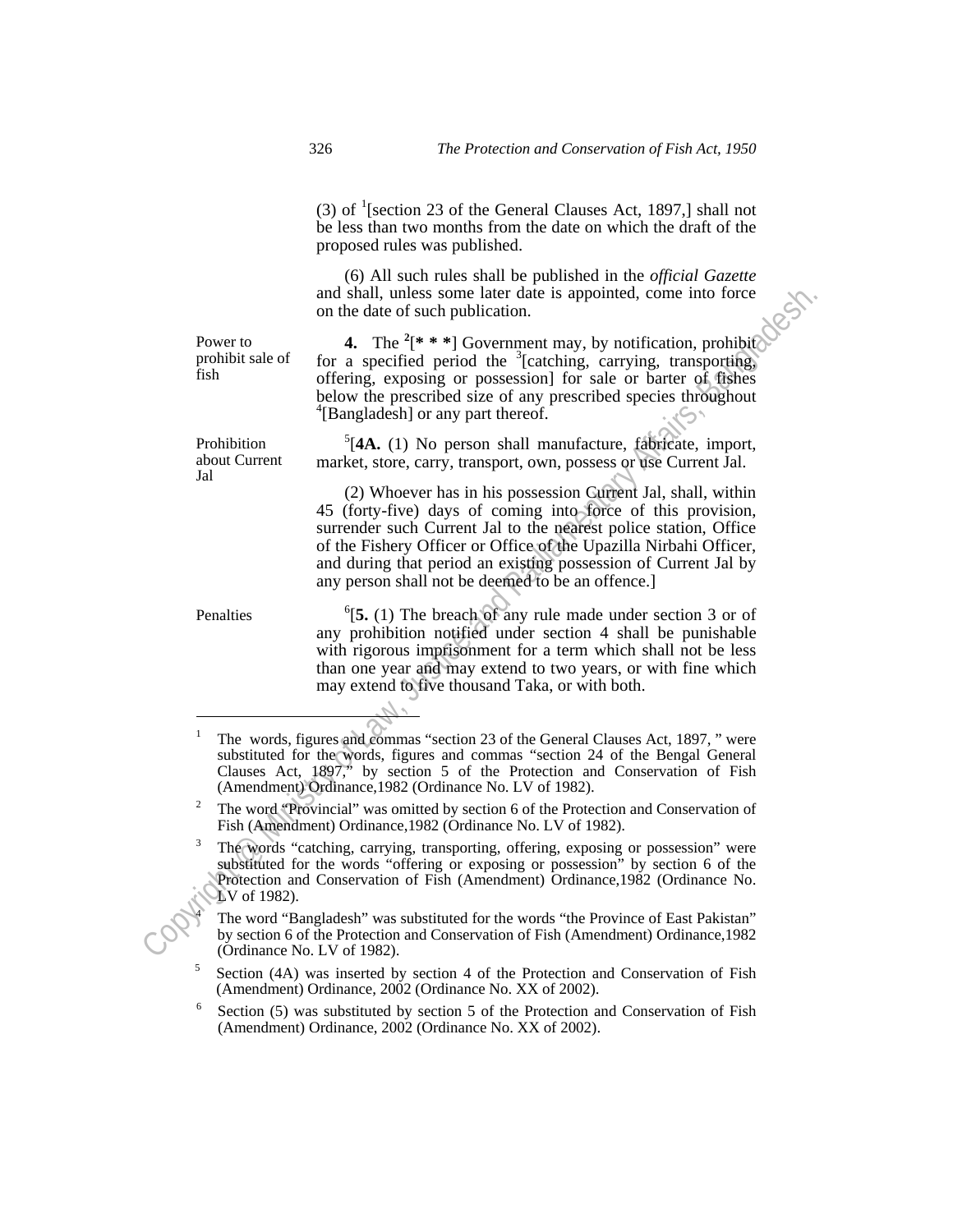(3) of [1][section 23 of the General Clauses Act, 1897,] shall not be less than two months from the date on which the draft of the proposed rules was published.

(6) All such rules shall be published in the *official Gazette* and shall, unless some later date is appointed, come into force on the date of such publication.

Power to prohibit sale of fish

**4.** The [2][* * *] Government may, by notification, prohibit for a specified period the [3][catching, carrying, transporting, offering, exposing or possession] for sale or barter of fishes below the prescribed size of any prescribed species throughout [4][Bangladesh] or any part thereof.

Prohibition about Current Jal

[5][**4A.** (1) No person shall manufacture, fabricate, import, market, store, carry, transport, own, possess or use Current Jal.

(2) Whoever has in his possession Current Jal, shall, within 45 (forty-five) days of coming into force of this provision, surrender such Current Jal to the nearest police station, Office of the Fishery Officer or Office of the Upazilla Nirbahi Officer, and during that period an existing possession of Current Jal by any person shall not be deemed to be an offence.]

Penalties

[6][**5.** (1) The breach of any rule made under section 3 or of any prohibition notified under section 4 shall be punishable with rigorous imprisonment for a term which shall not be less than one year and may extend to two years, or with fine which may extend to five thousand Taka, or with both.

---

1 The words, figures and commas "section 23 of the General Clauses Act, 1897, " were substituted for the words, figures and commas "section 24 of the Bengal General Clauses Act, 1897," by section 5 of the Protection and Conservation of Fish (Amendment) Ordinance,1982 (Ordinance No. LV of 1982).

2 The word "Provincial" was omitted by section 6 of the Protection and Conservation of Fish (Amendment) Ordinance,1982 (Ordinance No. LV of 1982).

3 The words "catching, carrying, transporting, offering, exposing or possession" were substituted for the words "offering or exposing or possession" by section 6 of the Protection and Conservation of Fish (Amendment) Ordinance,1982 (Ordinance No. LV of 1982).

4 The word "Bangladesh" was substituted for the words "the Province of East Pakistan" by section 6 of the Protection and Conservation of Fish (Amendment) Ordinance,1982 (Ordinance No. LV of 1982).

5 Section (4A) was inserted by section 4 of the Protection and Conservation of Fish (Amendment) Ordinance, 2002 (Ordinance No. XX of 2002).

6 Section (5) was substituted by section 5 of the Protection and Conservation of Fish (Amendment) Ordinance, 2002 (Ordinance No. XX of 2002).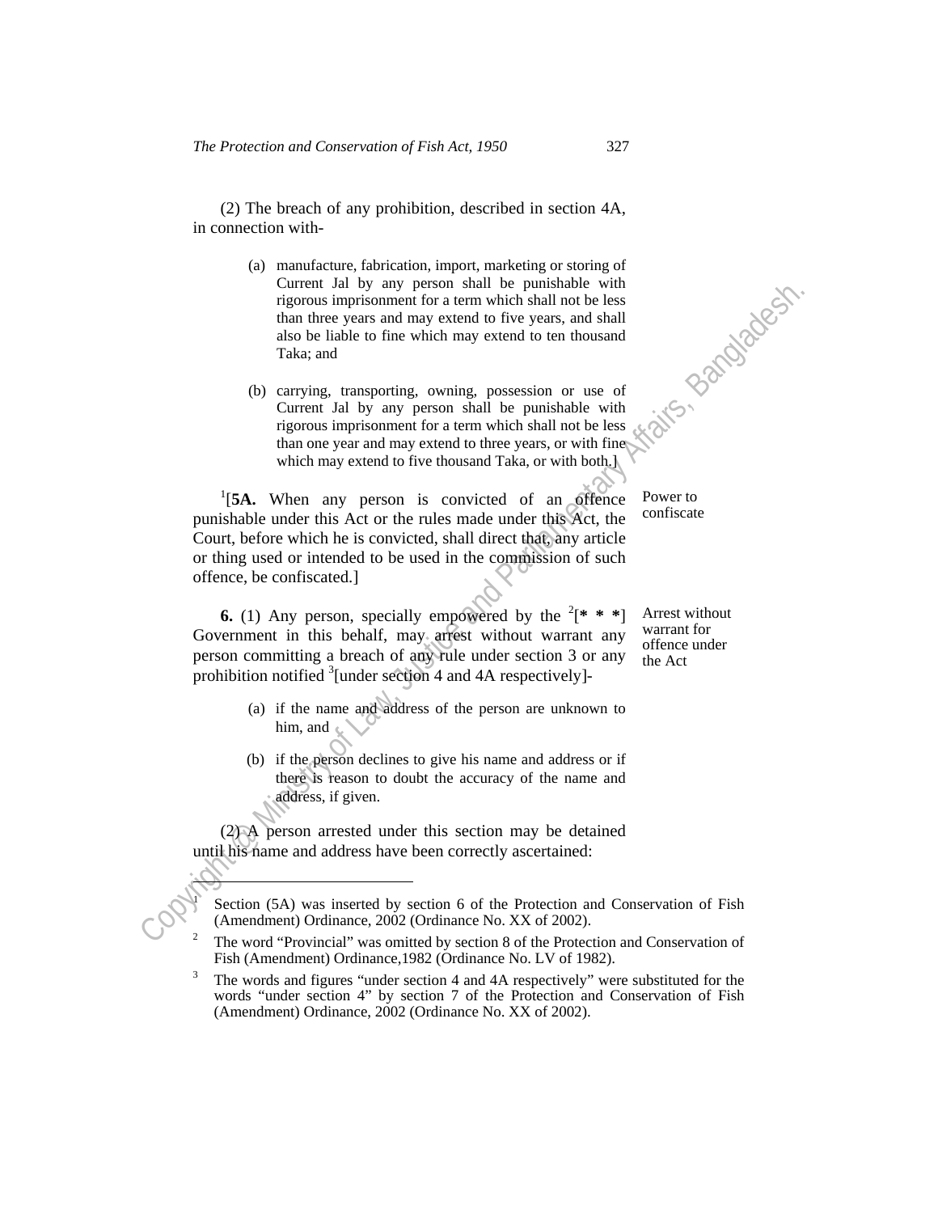(2) The breach of any prohibition, described in section 4A, in connection with-

(a) manufacture, fabrication, import, marketing or storing of Current Jal by any person shall be punishable with rigorous imprisonment for a term which shall not be less than three years and may extend to five years, and shall also be liable to fine which may extend to ten thousand Taka; and

(b) carrying, transporting, owning, possession or use of Current Jal by any person shall be punishable with rigorous imprisonment for a term which shall not be less than one year and may extend to three years, or with fine which may extend to five thousand Taka, or with both.]

Power to confiscate

[1][**5A.** When any person is convicted of an offence punishable under this Act or the rules made under this Act, the Court, before which he is convicted, shall direct that, any article or thing used or intended to be used in the commission of such offence, be confiscated.]

Arrest without warrant for offence under the Act

**6.** (1) Any person, specially empowered by the [2][\* \* \*] Government in this behalf, may arrest without warrant any person committing a breach of any rule under section 3 or any prohibition notified [3][under section 4 and 4A respectively]-

(a) if the name and address of the person are unknown to him, and

(b) if the person declines to give his name and address or if there is reason to doubt the accuracy of the name and address, if given.

(2) A person arrested under this section may be detained until his name and address have been correctly ascertained:

---

1. Section (5A) was inserted by section 6 of the Protection and Conservation of Fish (Amendment) Ordinance, 2002 (Ordinance No. XX of 2002).
2. The word "Provincial" was omitted by section 8 of the Protection and Conservation of Fish (Amendment) Ordinance,1982 (Ordinance No. LV of 1982).
3. The words and figures "under section 4 and 4A respectively" were substituted for the words "under section 4" by section 7 of the Protection and Conservation of Fish (Amendment) Ordinance, 2002 (Ordinance No. XX of 2002).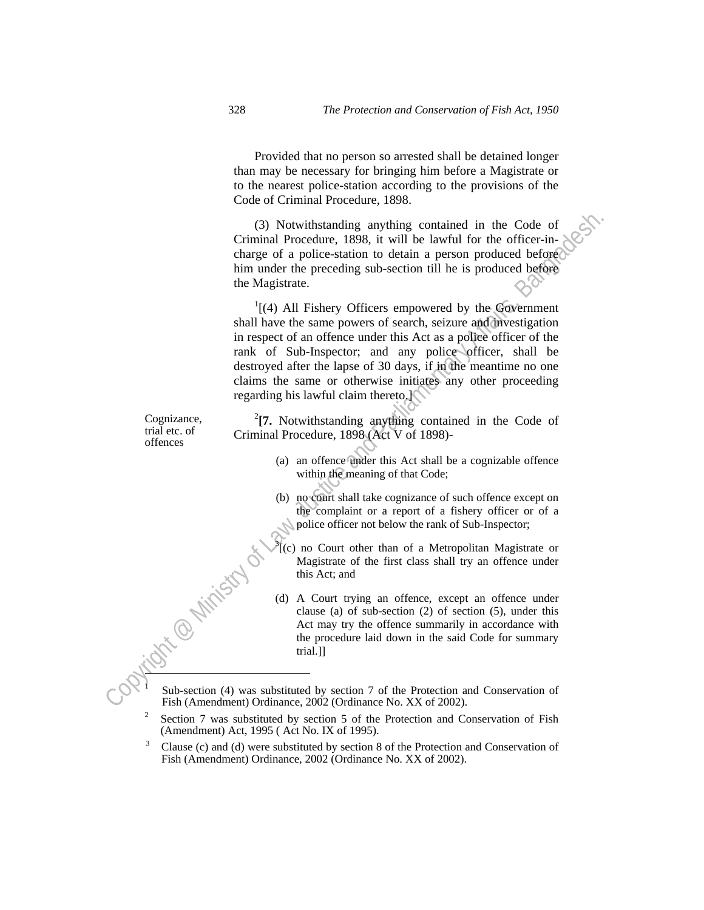Provided that no person so arrested shall be detained longer than may be necessary for bringing him before a Magistrate or to the nearest police-station according to the provisions of the Code of Criminal Procedure, 1898.

(3) Notwithstanding anything contained in the Code of Criminal Procedure, 1898, it will be lawful for the officer-in-charge of a police-station to detain a person produced before him under the preceding sub-section till he is produced before the Magistrate.

[1][(4) All Fishery Officers empowered by the Government shall have the same powers of search, seizure and investigation in respect of an offence under this Act as a police officer of the rank of Sub-Inspector; and any police officer, shall be destroyed after the lapse of 30 days, if in the meantime no one claims the same or otherwise initiates any other proceeding regarding his lawful claim thereto.]

Cognizance, trial etc. of offences

[2]**[7.** Notwithstanding anything contained in the Code of Criminal Procedure, 1898 (Act V of 1898)-

(a) an offence under this Act shall be a cognizable offence within the meaning of that Code;

(b) no court shall take cognizance of such offence except on the complaint or a report of a fishery officer or of a police officer not below the rank of Sub-Inspector;

[3][(c) no Court other than of a Metropolitan Magistrate or Magistrate of the first class shall try an offence under this Act; and

(d) A Court trying an offence, except an offence under clause (a) of sub-section (2) of section (5), under this Act may try the offence summarily in accordance with the procedure laid down in the said Code for summary trial.]]

---

[1] Sub-section (4) was substituted by section 7 of the Protection and Conservation of Fish (Amendment) Ordinance, 2002 (Ordinance No. XX of 2002).

[2] Section 7 was substituted by section 5 of the Protection and Conservation of Fish (Amendment) Act, 1995 ( Act No. IX of 1995).

[3] Clause (c) and (d) were substituted by section 8 of the Protection and Conservation of Fish (Amendment) Ordinance, 2002 (Ordinance No. XX of 2002).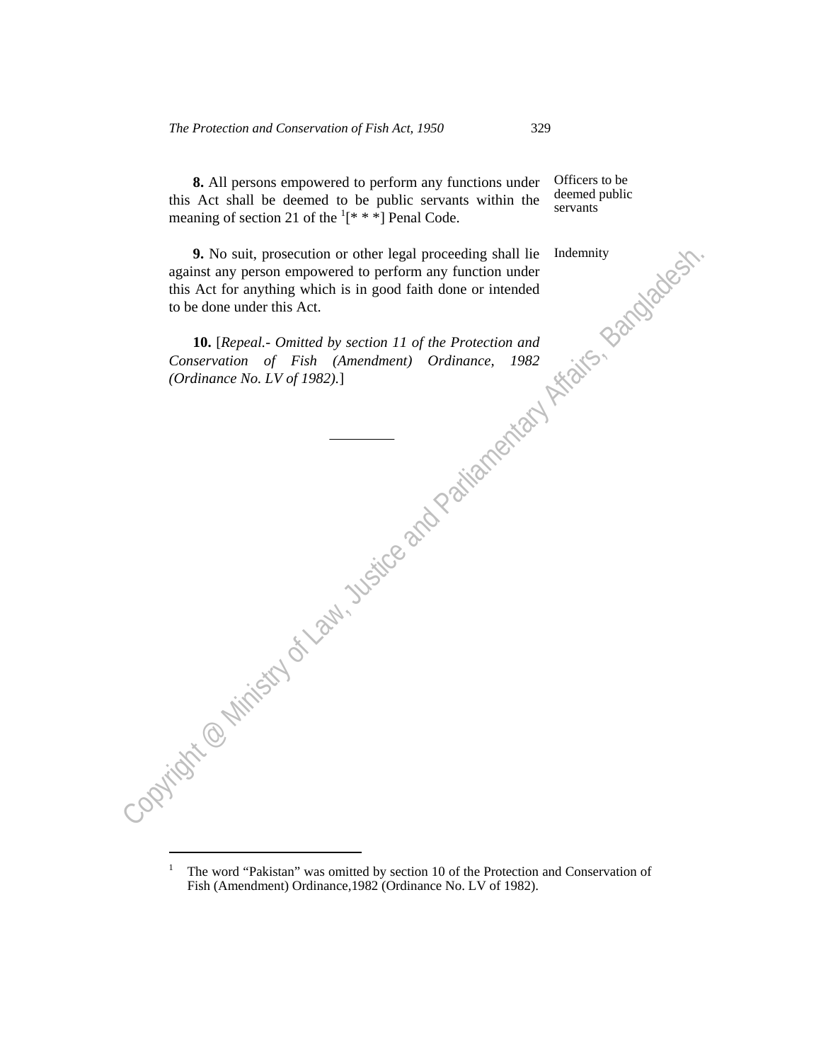**8.** All persons empowered to perform any functions under this Act shall be deemed to be public servants within the meaning of section 21 of the [1][* * *] Penal Code.

Officers to be deemed public servants

**9.** No suit, prosecution or other legal proceeding shall lie against any person empowered to perform any function under this Act for anything which is in good faith done or intended to be done under this Act.

Indemnity

**10.** [*Repeal.- Omitted by section 11 of the Protection and Conservation of Fish (Amendment) Ordinance, 1982 (Ordinance No. LV of 1982).*]

---

[1] The word "Pakistan" was omitted by section 10 of the Protection and Conservation of Fish (Amendment) Ordinance,1982 (Ordinance No. LV of 1982).